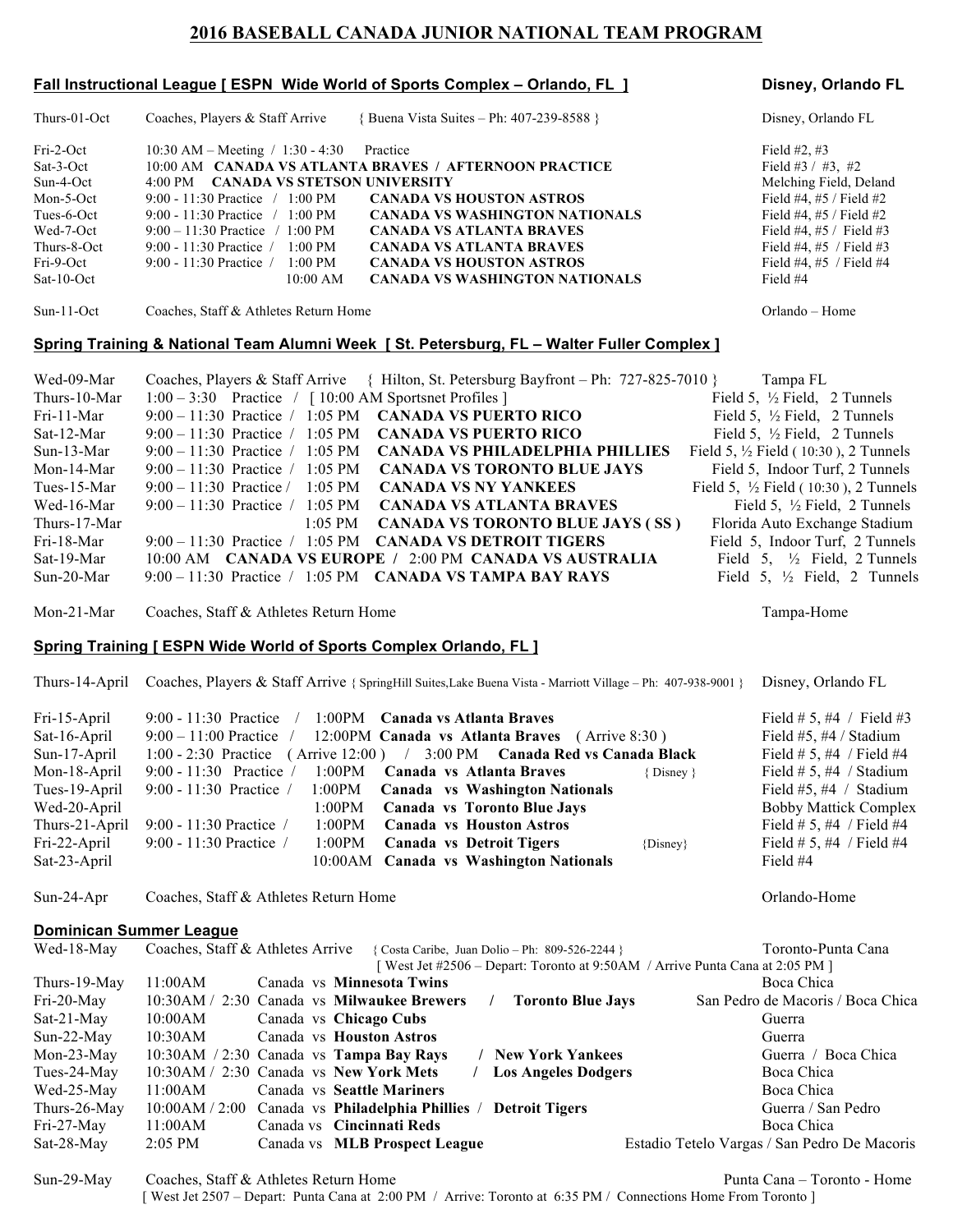# 2016 BASEBALL CANADA JUNIOR NATIONAL TEAM PROGRAM

## Fall Instructional League [ ESPN Wide World of Sports Complex – Orlando, FL ] — Disney, Orlando FL

| Date | Schedule | Location |
|---|---|---|
| Thurs-01-Oct | Coaches, Players & Staff Arrive { Buena Vista Suites – Ph: 407-239-8588 } | Disney, Orlando FL |
| Fri-2-Oct | 10:30 AM – Meeting / 1:30 - 4:30 Practice | Field #2, #3 |
| Sat-3-Oct | 10:00 AM **CANADA VS ATLANTA BRAVES / AFTERNOON PRACTICE** | Field #3 / #3, #2 |
| Sun-4-Oct | 4:00 PM **CANADA VS STETSON UNIVERSITY** | Melching Field, Deland |
| Mon-5-Oct | 9:00 - 11:30 Practice / 1:00 PM **CANADA VS HOUSTON ASTROS** | Field #4, #5 / Field #2 |
| Tues-6-Oct | 9:00 - 11:30 Practice / 1:00 PM **CANADA VS WASHINGTON NATIONALS** | Field #4, #5 / Field #2 |
| Wed-7-Oct | 9:00 – 11:30 Practice / 1:00 PM **CANADA VS ATLANTA BRAVES** | Field #4, #5 / Field #3 |
| Thurs-8-Oct | 9:00 - 11:30 Practice / 1:00 PM **CANADA VS ATLANTA BRAVES** | Field #4, #5 / Field #3 |
| Fri-9-Oct | 9:00 - 11:30 Practice / 1:00 PM **CANADA VS HOUSTON ASTROS** | Field #4, #5 / Field #4 |
| Sat-10-Oct | 10:00 AM **CANADA VS WASHINGTON NATIONALS** | Field #4 |
| Sun-11-Oct | Coaches, Staff & Athletes Return Home | Orlando – Home |

## Spring Training & National Team Alumni Week [ St. Petersburg, FL – Walter Fuller Complex ]

| Date | Schedule | Location |
|---|---|---|
| Wed-09-Mar | Coaches, Players & Staff Arrive { Hilton, St. Petersburg Bayfront – Ph: 727-825-7010 } | Tampa FL |
| Thurs-10-Mar | 1:00 – 3:30 Practice / [ 10:00 AM Sportsnet Profiles ] | Field 5, ½ Field, 2 Tunnels |
| Fri-11-Mar | 9:00 – 11:30 Practice / 1:05 PM **CANADA VS PUERTO RICO** | Field 5, ½ Field, 2 Tunnels |
| Sat-12-Mar | 9:00 – 11:30 Practice / 1:05 PM **CANADA VS PUERTO RICO** | Field 5, ½ Field, 2 Tunnels |
| Sun-13-Mar | 9:00 – 11:30 Practice / 1:05 PM **CANADA VS PHILADELPHIA PHILLIES** | Field 5, ½ Field ( 10:30 ), 2 Tunnels |
| Mon-14-Mar | 9:00 – 11:30 Practice / 1:05 PM **CANADA VS TORONTO BLUE JAYS** | Field 5, Indoor Turf, 2 Tunnels |
| Tues-15-Mar | 9:00 – 11:30 Practice / 1:05 PM **CANADA VS NY YANKEES** | Field 5, ½ Field ( 10:30 ), 2 Tunnels |
| Wed-16-Mar | 9:00 – 11:30 Practice / 1:05 PM **CANADA VS ATLANTA BRAVES** | Field 5, ½ Field, 2 Tunnels |
| Thurs-17-Mar | 1:05 PM **CANADA VS TORONTO BLUE JAYS ( SS )** | Florida Auto Exchange Stadium |
| Fri-18-Mar | 9:00 – 11:30 Practice / 1:05 PM **CANADA VS DETROIT TIGERS** | Field 5, Indoor Turf, 2 Tunnels |
| Sat-19-Mar | 10:00 AM **CANADA VS EUROPE /** 2:00 PM **CANADA VS AUSTRALIA** | Field 5, ½ Field, 2 Tunnels |
| Sun-20-Mar | 9:00 – 11:30 Practice / 1:05 PM **CANADA VS TAMPA BAY RAYS** | Field 5, ½ Field, 2 Tunnels |
| Mon-21-Mar | Coaches, Staff & Athletes Return Home | Tampa-Home |

## Spring Training [ ESPN Wide World of Sports Complex Orlando, FL ]

| Date | Schedule | Location |
|---|---|---|
| Thurs-14-April | Coaches, Players & Staff Arrive { SpringHill Suites,Lake Buena Vista - Marriott Village – Ph: 407-938-9001 } | Disney, Orlando FL |
| Fri-15-April | 9:00 - 11:30 Practice / 1:00PM **Canada vs Atlanta Braves** | Field # 5, #4 / Field #3 |
| Sat-16-April | 9:00 – 11:00 Practice / 12:00PM **Canada vs Atlanta Braves** ( Arrive 8:30 ) | Field #5, #4 / Stadium |
| Sun-17-April | 1:00 - 2:30 Practice ( Arrive 12:00 ) / 3:00 PM **Canada Red vs Canada Black** | Field # 5, #4 / Field #4 |
| Mon-18-April | 9:00 - 11:30 Practice / 1:00PM **Canada vs Atlanta Braves** { Disney } | Field # 5, #4 / Stadium |
| Tues-19-April | 9:00 - 11:30 Practice / 1:00PM **Canada vs Washington Nationals** | Field #5, #4 / Stadium |
| Wed-20-April | 1:00PM **Canada vs Toronto Blue Jays** | Bobby Mattick Complex |
| Thurs-21-April | 9:00 - 11:30 Practice / 1:00PM **Canada vs Houston Astros** | Field # 5, #4 / Field #4 |
| Fri-22-April | 9:00 - 11:30 Practice / 1:00PM **Canada vs Detroit Tigers** {Disney} | Field # 5, #4 / Field #4 |
| Sat-23-April | 10:00AM **Canada vs Washington Nationals** | Field #4 |
| Sun-24-Apr | Coaches, Staff & Athletes Return Home | Orlando-Home |

## Dominican Summer League

| Date | Schedule | Location |
|---|---|---|
| Wed-18-May | Coaches, Staff & Athletes Arrive { Costa Caribe, Juan Dolio – Ph: 809-526-2244 } [ West Jet #2506 – Depart: Toronto at 9:50AM / Arrive Punta Cana at 2:05 PM ] | Toronto-Punta Cana |
| Thurs-19-May | 11:00AM Canada vs **Minnesota Twins** | Boca Chica |
| Fri-20-May | 10:30AM / 2:30 Canada vs **Milwaukee Brewers / Toronto Blue Jays** | San Pedro de Macoris / Boca Chica |
| Sat-21-May | 10:00AM Canada vs **Chicago Cubs** | Guerra |
| Sun-22-May | 10:30AM Canada vs **Houston Astros** | Guerra |
| Mon-23-May | 10:30AM / 2:30 Canada vs **Tampa Bay Rays / New York Yankees** | Guerra / Boca Chica |
| Tues-24-May | 10:30AM / 2:30 Canada vs **New York Mets / Los Angeles Dodgers** | Boca Chica |
| Wed-25-May | 11:00AM Canada vs **Seattle Mariners** | Boca Chica |
| Thurs-26-May | 10:00AM / 2:00 Canada vs **Philadelphia Phillies / Detroit Tigers** | Guerra / San Pedro |
| Fri-27-May | 11:00AM Canada vs **Cincinnati Reds** | Boca Chica |
| Sat-28-May | 2:05 PM Canada vs **MLB Prospect League** | Estadio Tetelo Vargas / San Pedro De Macoris |
| Sun-29-May | Coaches, Staff & Athletes Return Home [ West Jet 2507 – Depart: Punta Cana at 2:00 PM / Arrive: Toronto at 6:35 PM / Connections Home From Toronto ] | Punta Cana – Toronto - Home |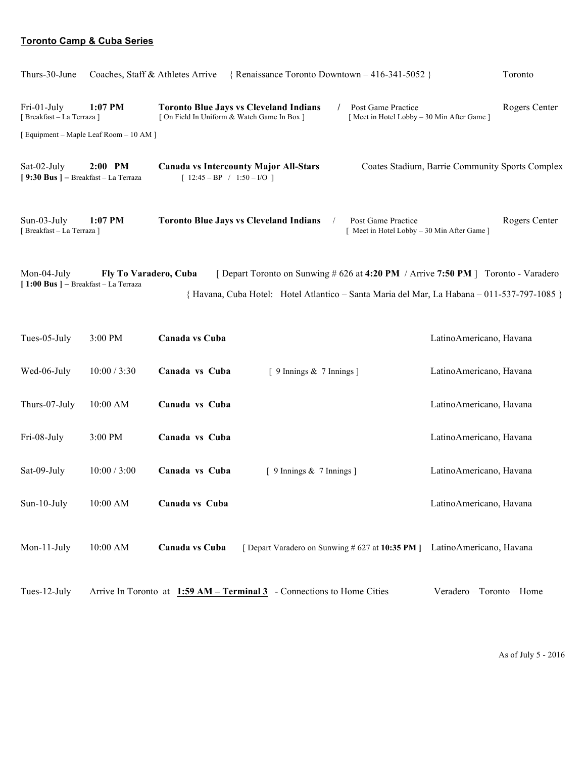## **Toronto Camp & Cuba Series**

| | | | | |
|---|---|---|---|---|
| Thurs-30-June | Coaches, Staff & Athletes Arrive | { Renaissance Toronto Downtown – 416-341-5052 } | | Toronto |
| Fri-01-July<br>[ Breakfast – La Terraza ]<br>[ Equipment – Maple Leaf Room – 10 AM ] | **1:07 PM** | **Toronto Blue Jays vs Cleveland Indians**<br>[ On Field In Uniform & Watch Game In Box ] | **/** Post Game Practice<br>[ Meet in Hotel Lobby – 30 Min After Game ] | Rogers Center |
| Sat-02-July<br>**[ 9:30 Bus ] –** Breakfast – La Terraza | **2:00 PM** | **Canada vs Intercounty Major All-Stars**<br>[ 12:45 – BP / 1:50 – I/O ] | | Coates Stadium, Barrie Community Sports Complex |
| Sun-03-July<br>[ Breakfast – La Terraza ] | **1:07 PM** | **Toronto Blue Jays vs Cleveland Indians** | / Post Game Practice<br>[ Meet in Hotel Lobby – 30 Min After Game ] | Rogers Center |
| Mon-04-July<br>**[ 1:00 Bus ] –** Breakfast – La Terraza | **Fly To Varadero, Cuba** | [ Depart Toronto on Sunwing # 626 at **4:20 PM** / Arrive **7:50 PM** ]<br>{ Havana, Cuba Hotel: Hotel Atlantico – Santa Maria del Mar, La Habana – 011-537-797-1085 } | | Toronto - Varadero |
| Tues-05-July | 3:00 PM | **Canada vs Cuba** | | LatinoAmericano, Havana |
| Wed-06-July | 10:00 / 3:30 | **Canada vs Cuba** | [ 9 Innings & 7 Innings ] | LatinoAmericano, Havana |
| Thurs-07-July | 10:00 AM | **Canada vs Cuba** | | LatinoAmericano, Havana |
| Fri-08-July | 3:00 PM | **Canada vs Cuba** | | LatinoAmericano, Havana |
| Sat-09-July | 10:00 / 3:00 | **Canada vs Cuba** | [ 9 Innings & 7 Innings ] | LatinoAmericano, Havana |
| Sun-10-July | 10:00 AM | **Canada vs Cuba** | | LatinoAmericano, Havana |
| Mon-11-July | 10:00 AM | **Canada vs Cuba** | [ Depart Varadero on Sunwing # 627 at **10:35 PM** ] | LatinoAmericano, Havana |
| Tues-12-July | Arrive In Toronto at **<u>1:59 AM – Terminal 3</u>** - Connections to Home Cities | | | Veradero – Toronto – Home |

As of July 5 - 2016